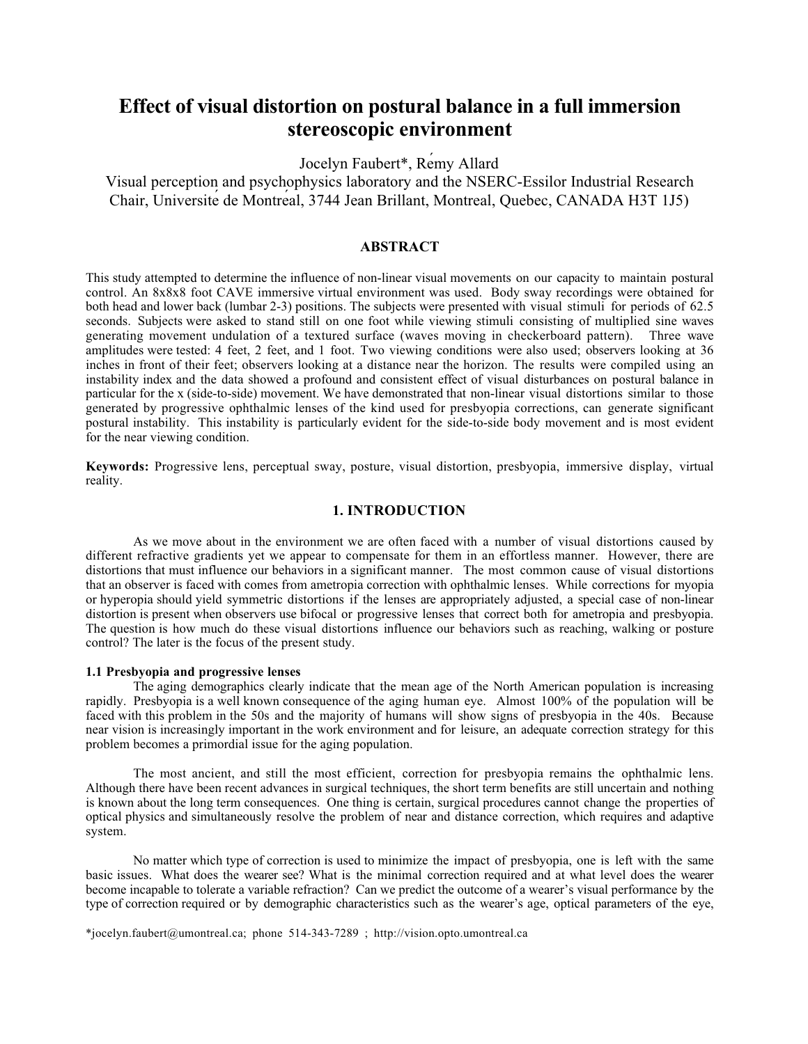# Effect of visual distortion on postural balance in a full immersion stereoscopic environment

Jocelyn Faubert*, Rémy Allard

Visual perception and psychophysics laboratory and the NSERC-Essilor Industrial Research Chair, Université de Montréal, 3744 Jean Brillant, Montreal, Quebec, CANADA H3T 1J5)

## ABSTRACT

This study attempted to determine the influence of non-linear visual movements on our capacity to maintain postural control. An 8x8x8 foot CAVE immersive virtual environment was used. Body sway recordings were obtained for both head and lower back (lumbar 2-3) positions. The subjects were presented with visual stimuli for periods of 62.5 seconds. Subjects were asked to stand still on one foot while viewing stimuli consisting of multiplied sine waves generating movement undulation of a textured surface (waves moving in checkerboard pattern). Three wave amplitudes were tested: 4 feet, 2 feet, and 1 foot. Two viewing conditions were also used; observers looking at 36 inches in front of their feet; observers looking at a distance near the horizon. The results were compiled using an instability index and the data showed a profound and consistent effect of visual disturbances on postural balance in particular for the x (side-to-side) movement. We have demonstrated that non-linear visual distortions similar to those generated by progressive ophthalmic lenses of the kind used for presbyopia corrections, can generate significant postural instability. This instability is particularly evident for the side-to-side body movement and is most evident for the near viewing condition.

**Keywords:** Progressive lens, perceptual sway, posture, visual distortion, presbyopia, immersive display, virtual reality.

## 1. INTRODUCTION

As we move about in the environment we are often faced with a number of visual distortions caused by different refractive gradients yet we appear to compensate for them in an effortless manner. However, there are distortions that must influence our behaviors in a significant manner. The most common cause of visual distortions that an observer is faced with comes from ametropia correction with ophthalmic lenses. While corrections for myopia or hyperopia should yield symmetric distortions if the lenses are appropriately adjusted, a special case of non-linear distortion is present when observers use bifocal or progressive lenses that correct both for ametropia and presbyopia. The question is how much do these visual distortions influence our behaviors such as reaching, walking or posture control? The later is the focus of the present study.

### 1.1 Presbyopia and progressive lenses

The aging demographics clearly indicate that the mean age of the North American population is increasing rapidly. Presbyopia is a well known consequence of the aging human eye. Almost 100% of the population will be faced with this problem in the 50s and the majority of humans will show signs of presbyopia in the 40s. Because near vision is increasingly important in the work environment and for leisure, an adequate correction strategy for this problem becomes a primordial issue for the aging population.

The most ancient, and still the most efficient, correction for presbyopia remains the ophthalmic lens. Although there have been recent advances in surgical techniques, the short term benefits are still uncertain and nothing is known about the long term consequences. One thing is certain, surgical procedures cannot change the properties of optical physics and simultaneously resolve the problem of near and distance correction, which requires and adaptive system.

No matter which type of correction is used to minimize the impact of presbyopia, one is left with the same basic issues. What does the wearer see? What is the minimal correction required and at what level does the wearer become incapable to tolerate a variable refraction? Can we predict the outcome of a wearer's visual performance by the type of correction required or by demographic characteristics such as the wearer's age, optical parameters of the eye,

*jocelyn.faubert@umontreal.ca; phone 514-343-7289 ; http://vision.opto.umontreal.ca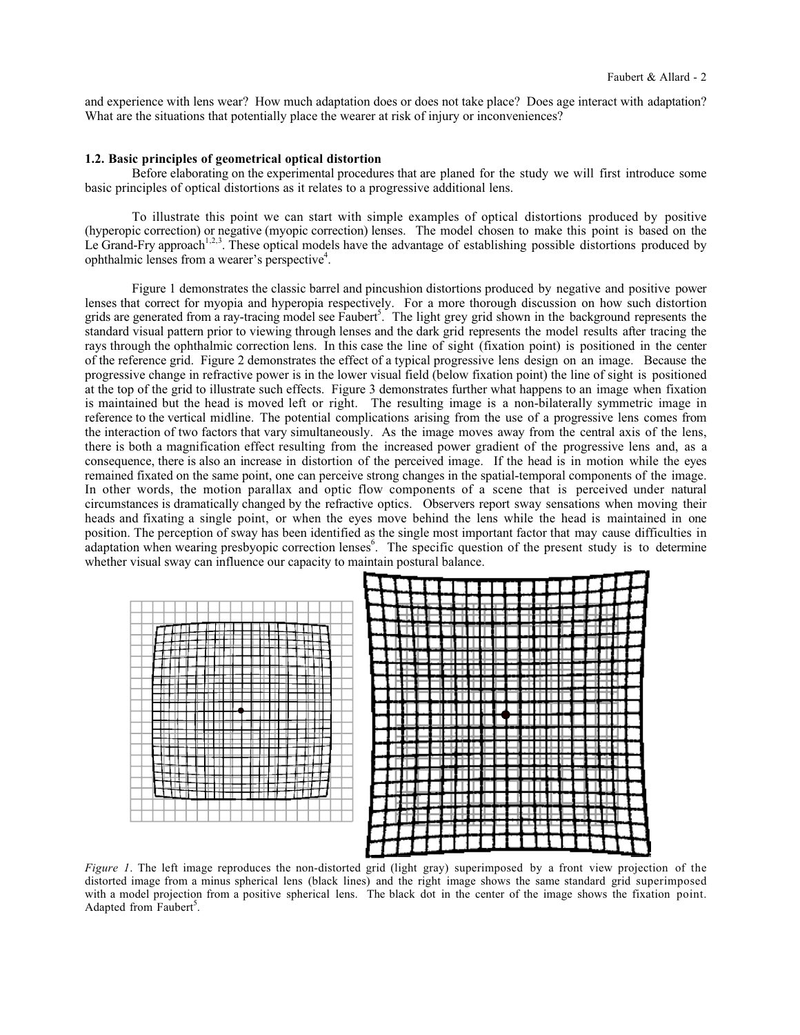and experience with lens wear? How much adaptation does or does not take place? Does age interact with adaptation? What are the situations that potentially place the wearer at risk of injury or inconveniences?

### 1.2. Basic principles of geometrical optical distortion

Before elaborating on the experimental procedures that are planed for the study we will first introduce some basic principles of optical distortions as it relates to a progressive additional lens.

To illustrate this point we can start with simple examples of optical distortions produced by positive (hyperopic correction) or negative (myopic correction) lenses. The model chosen to make this point is based on the Le Grand-Fry approach[1,2,3]. These optical models have the advantage of establishing possible distortions produced by ophthalmic lenses from a wearer's perspective[4].

Figure 1 demonstrates the classic barrel and pincushion distortions produced by negative and positive power lenses that correct for myopia and hyperopia respectively. For a more thorough discussion on how such distortion grids are generated from a ray-tracing model see Faubert[5]. The light grey grid shown in the background represents the standard visual pattern prior to viewing through lenses and the dark grid represents the model results after tracing the rays through the ophthalmic correction lens. In this case the line of sight (fixation point) is positioned in the center of the reference grid. Figure 2 demonstrates the effect of a typical progressive lens design on an image. Because the progressive change in refractive power is in the lower visual field (below fixation point) the line of sight is positioned at the top of the grid to illustrate such effects. Figure 3 demonstrates further what happens to an image when fixation is maintained but the head is moved left or right. The resulting image is a non-bilaterally symmetric image in reference to the vertical midline. The potential complications arising from the use of a progressive lens comes from the interaction of two factors that vary simultaneously. As the image moves away from the central axis of the lens, there is both a magnification effect resulting from the increased power gradient of the progressive lens and, as a consequence, there is also an increase in distortion of the perceived image. If the head is in motion while the eyes remained fixated on the same point, one can perceive strong changes in the spatial-temporal components of the image. In other words, the motion parallax and optic flow components of a scene that is perceived under natural circumstances is dramatically changed by the refractive optics. Observers report sway sensations when moving their heads and fixating a single point, or when the eyes move behind the lens while the head is maintained in one position. The perception of sway has been identified as the single most important factor that may cause difficulties in adaptation when wearing presbyopic correction lenses[6]. The specific question of the present study is to determine whether visual sway can influence our capacity to maintain postural balance.

*Figure 1*. The left image reproduces the non-distorted grid (light gray) superimposed by a front view projection of the distorted image from a minus spherical lens (black lines) and the right image shows the same standard grid superimposed with a model projection from a positive spherical lens. The black dot in the center of the image shows the fixation point. Adapted from Faubert[5].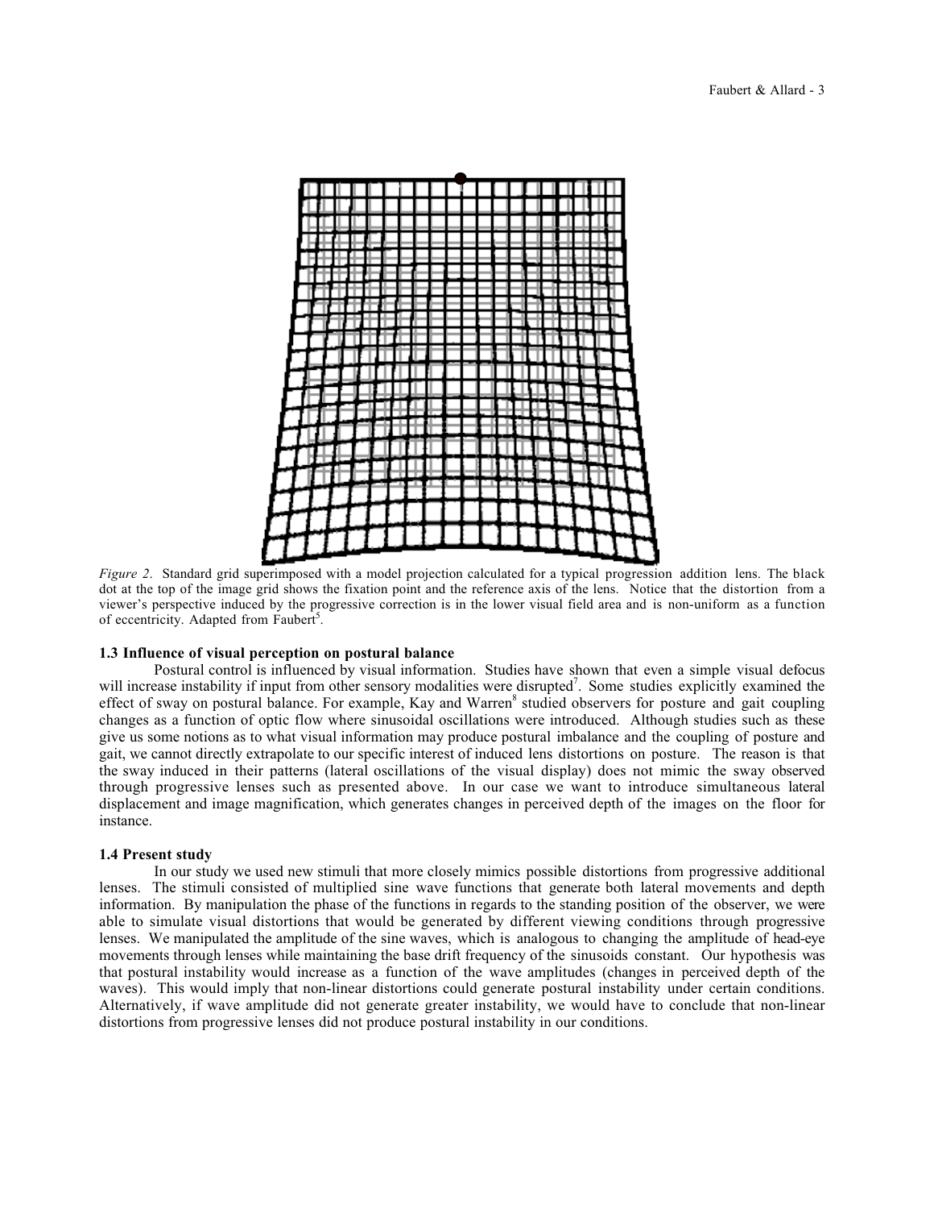*Figure 2*. Standard grid superimposed with a model projection calculated for a typical progression addition lens. The black dot at the top of the image grid shows the fixation point and the reference axis of the lens. Notice that the distortion from a viewer's perspective induced by the progressive correction is in the lower visual field area and is non-uniform as a function of eccentricity. Adapted from Faubert[5].

### 1.3 Influence of visual perception on postural balance

Postural control is influenced by visual information. Studies have shown that even a simple visual defocus will increase instability if input from other sensory modalities were disrupted[7]. Some studies explicitly examined the effect of sway on postural balance. For example, Kay and Warren[8] studied observers for posture and gait coupling changes as a function of optic flow where sinusoidal oscillations were introduced. Although studies such as these give us some notions as to what visual information may produce postural imbalance and the coupling of posture and gait, we cannot directly extrapolate to our specific interest of induced lens distortions on posture. The reason is that the sway induced in their patterns (lateral oscillations of the visual display) does not mimic the sway observed through progressive lenses such as presented above. In our case we want to introduce simultaneous lateral displacement and image magnification, which generates changes in perceived depth of the images on the floor for instance.

### 1.4 Present study

In our study we used new stimuli that more closely mimics possible distortions from progressive additional lenses. The stimuli consisted of multiplied sine wave functions that generate both lateral movements and depth information. By manipulation the phase of the functions in regards to the standing position of the observer, we were able to simulate visual distortions that would be generated by different viewing conditions through progressive lenses. We manipulated the amplitude of the sine waves, which is analogous to changing the amplitude of head-eye movements through lenses while maintaining the base drift frequency of the sinusoids constant. Our hypothesis was that postural instability would increase as a function of the wave amplitudes (changes in perceived depth of the waves). This would imply that non-linear distortions could generate postural instability under certain conditions. Alternatively, if wave amplitude did not generate greater instability, we would have to conclude that non-linear distortions from progressive lenses did not produce postural instability in our conditions.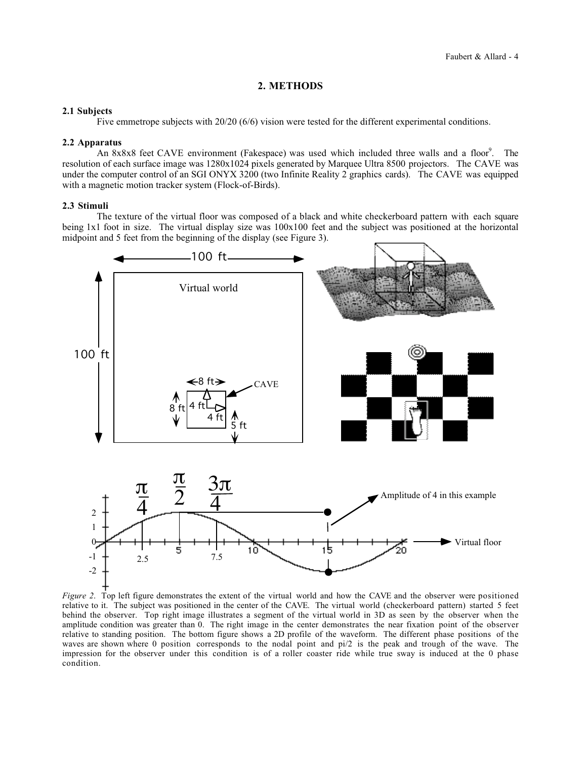## 2. METHODS

### 2.1 Subjects

Five emmetrope subjects with 20/20 (6/6) vision were tested for the different experimental conditions.

### 2.2 Apparatus

An 8x8x8 feet CAVE environment (Fakespace) was used which included three walls and a floor[9]. The resolution of each surface image was 1280x1024 pixels generated by Marquee Ultra 8500 projectors. The CAVE was under the computer control of an SGI ONYX 3200 (two Infinite Reality 2 graphics cards). The CAVE was equipped with a magnetic motion tracker system (Flock-of-Birds).

### 2.3 Stimuli

The texture of the virtual floor was composed of a black and white checkerboard pattern with each square being 1x1 foot in size. The virtual display size was 100x100 feet and the subject was positioned at the horizontal midpoint and 5 feet from the beginning of the display (see Figure 3).

*Figure 2.* Top left figure demonstrates the extent of the virtual world and how the CAVE and the observer were positioned relative to it. The subject was positioned in the center of the CAVE. The virtual world (checkerboard pattern) started 5 feet behind the observer. Top right image illustrates a segment of the virtual world in 3D as seen by the observer when the amplitude condition was greater than 0. The right image in the center demonstrates the near fixation point of the observer relative to standing position. The bottom figure shows a 2D profile of the waveform. The different phase positions of the waves are shown where 0 position corresponds to the nodal point and pi/2 is the peak and trough of the wave. The impression for the observer under this condition is of a roller coaster ride while true sway is induced at the 0 phase condition.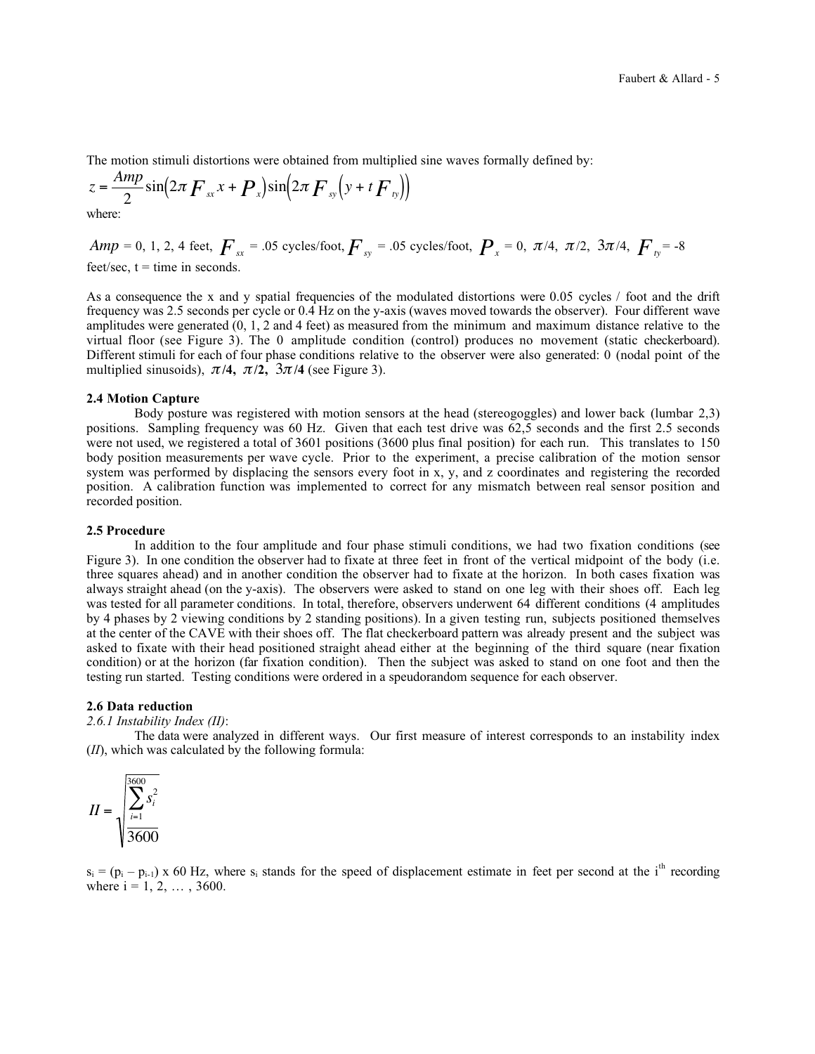The motion stimuli distortions were obtained from multiplied sine waves formally defined by:

$$z = \frac{Amp}{2}\sin\left(2\pi F_{sx}x + P_x\right)\sin\left(2\pi F_{sy}\left(y + tF_{ty}\right)\right)$$

where:

$Amp$ = 0, 1, 2, 4 feet, $F_{sx}$ = .05 cycles/foot, $F_{sy}$ = .05 cycles/foot, $P_x$ = 0, $\pi/4$, $\pi/2$, $3\pi/4$, $F_{ty}$ = -8 feet/sec, t = time in seconds.

As a consequence the x and y spatial frequencies of the modulated distortions were 0.05 cycles / foot and the drift frequency was 2.5 seconds per cycle or 0.4 Hz on the y-axis (waves moved towards the observer). Four different wave amplitudes were generated (0, 1, 2 and 4 feet) as measured from the minimum and maximum distance relative to the virtual floor (see Figure 3). The 0 amplitude condition (control) produces no movement (static checkerboard). Different stimuli for each of four phase conditions relative to the observer were also generated: 0 (nodal point of the multiplied sinusoids), $\pi$**/4,** $\pi$**/2,** $3\pi$**/4** (see Figure 3).

**2.4 Motion Capture**

Body posture was registered with motion sensors at the head (stereogoggles) and lower back (lumbar 2,3) positions. Sampling frequency was 60 Hz. Given that each test drive was 62,5 seconds and the first 2.5 seconds were not used, we registered a total of 3601 positions (3600 plus final position) for each run. This translates to 150 body position measurements per wave cycle. Prior to the experiment, a precise calibration of the motion sensor system was performed by displacing the sensors every foot in x, y, and z coordinates and registering the recorded position. A calibration function was implemented to correct for any mismatch between real sensor position and recorded position.

**2.5 Procedure**

In addition to the four amplitude and four phase stimuli conditions, we had two fixation conditions (see Figure 3). In one condition the observer had to fixate at three feet in front of the vertical midpoint of the body (i.e. three squares ahead) and in another condition the observer had to fixate at the horizon. In both cases fixation was always straight ahead (on the y-axis). The observers were asked to stand on one leg with their shoes off. Each leg was tested for all parameter conditions. In total, therefore, observers underwent 64 different conditions (4 amplitudes by 4 phases by 2 viewing conditions by 2 standing positions). In a given testing run, subjects positioned themselves at the center of the CAVE with their shoes off. The flat checkerboard pattern was already present and the subject was asked to fixate with their head positioned straight ahead either at the beginning of the third square (near fixation condition) or at the horizon (far fixation condition). Then the subject was asked to stand on one foot and then the testing run started. Testing conditions were ordered in a speudorandom sequence for each observer.

**2.6 Data reduction**

*2.6.1 Instability Index (II)*:

The data were analyzed in different ways. Our first measure of interest corresponds to an instability index (*II*), which was calculated by the following formula:

$$II = \sqrt{\frac{\sum_{i=1}^{3600} s_i^2}{3600}}$$

$s_i = (p_i - p_{i-1}) \times 60$ Hz, where $s_i$ stands for the speed of displacement estimate in feet per second at the $i^{th}$ recording where i = 1, 2, … , 3600.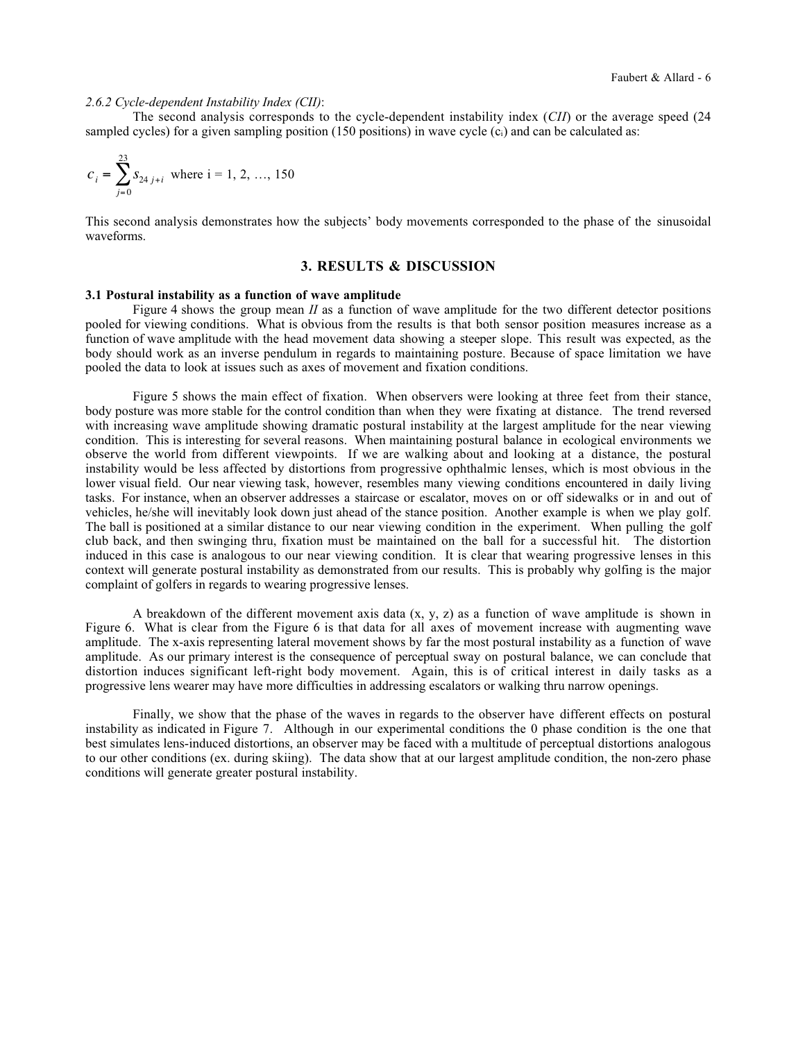*2.6.2 Cycle-dependent Instability Index (CII)*:

The second analysis corresponds to the cycle-dependent instability index (*CII*) or the average speed (24 sampled cycles) for a given sampling position (150 positions) in wave cycle ($c_i$) and can be calculated as:

$$c_i = \sum_{j=0}^{23} s_{24j+i} \quad \text{where i = 1, 2, …, 150}$$

This second analysis demonstrates how the subjects' body movements corresponded to the phase of the sinusoidal waveforms.

## 3. RESULTS & DISCUSSION

### 3.1 Postural instability as a function of wave amplitude

Figure 4 shows the group mean *II* as a function of wave amplitude for the two different detector positions pooled for viewing conditions. What is obvious from the results is that both sensor position measures increase as a function of wave amplitude with the head movement data showing a steeper slope. This result was expected, as the body should work as an inverse pendulum in regards to maintaining posture. Because of space limitation we have pooled the data to look at issues such as axes of movement and fixation conditions.

Figure 5 shows the main effect of fixation. When observers were looking at three feet from their stance, body posture was more stable for the control condition than when they were fixating at distance. The trend reversed with increasing wave amplitude showing dramatic postural instability at the largest amplitude for the near viewing condition. This is interesting for several reasons. When maintaining postural balance in ecological environments we observe the world from different viewpoints. If we are walking about and looking at a distance, the postural instability would be less affected by distortions from progressive ophthalmic lenses, which is most obvious in the lower visual field. Our near viewing task, however, resembles many viewing conditions encountered in daily living tasks. For instance, when an observer addresses a staircase or escalator, moves on or off sidewalks or in and out of vehicles, he/she will inevitably look down just ahead of the stance position. Another example is when we play golf. The ball is positioned at a similar distance to our near viewing condition in the experiment. When pulling the golf club back, and then swinging thru, fixation must be maintained on the ball for a successful hit. The distortion induced in this case is analogous to our near viewing condition. It is clear that wearing progressive lenses in this context will generate postural instability as demonstrated from our results. This is probably why golfing is the major complaint of golfers in regards to wearing progressive lenses.

A breakdown of the different movement axis data (x, y, z) as a function of wave amplitude is shown in Figure 6. What is clear from the Figure 6 is that data for all axes of movement increase with augmenting wave amplitude. The x-axis representing lateral movement shows by far the most postural instability as a function of wave amplitude. As our primary interest is the consequence of perceptual sway on postural balance, we can conclude that distortion induces significant left-right body movement. Again, this is of critical interest in daily tasks as a progressive lens wearer may have more difficulties in addressing escalators or walking thru narrow openings.

Finally, we show that the phase of the waves in regards to the observer have different effects on postural instability as indicated in Figure 7. Although in our experimental conditions the 0 phase condition is the one that best simulates lens-induced distortions, an observer may be faced with a multitude of perceptual distortions analogous to our other conditions (ex. during skiing). The data show that at our largest amplitude condition, the non-zero phase conditions will generate greater postural instability.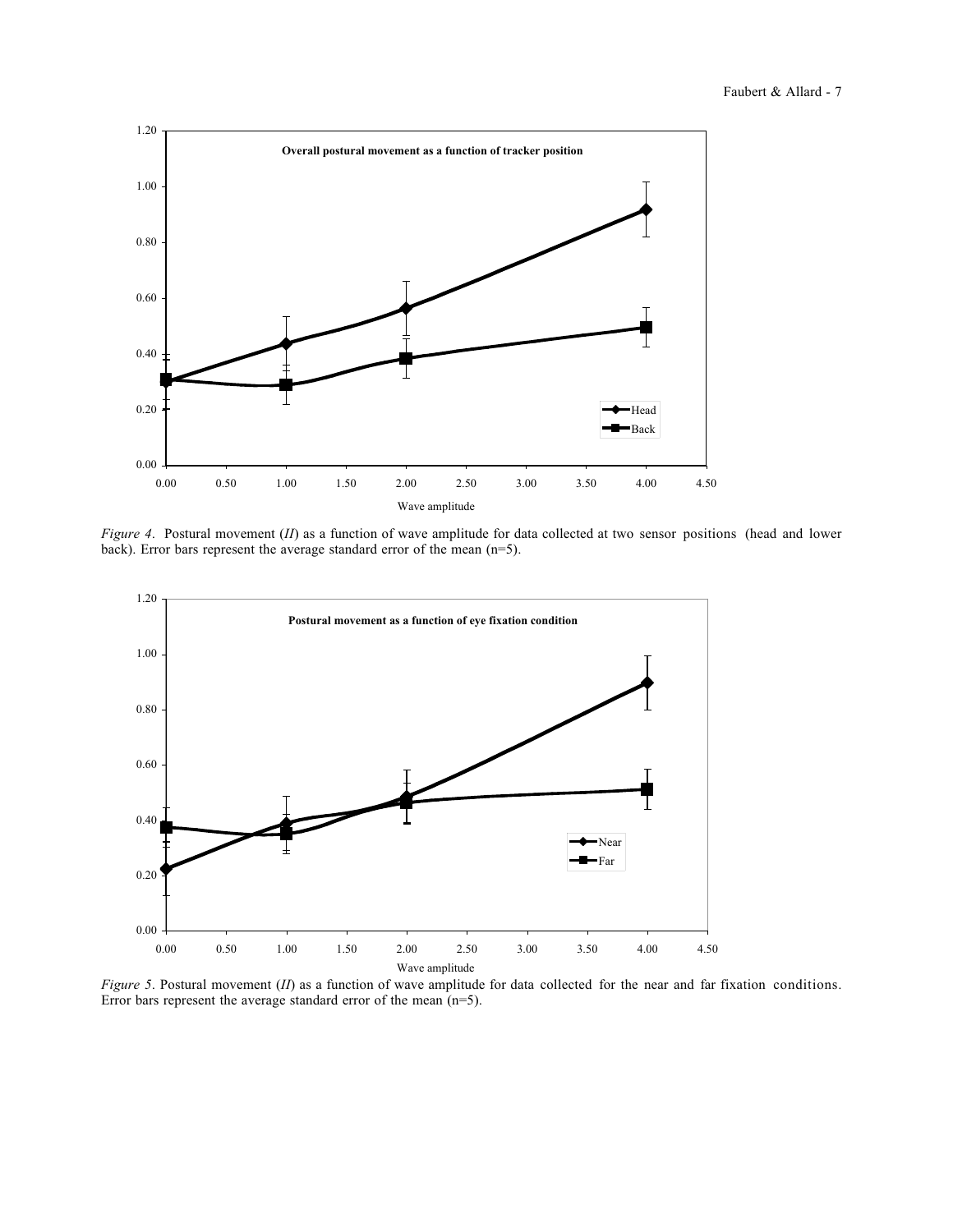*Figure 4*. Postural movement (*II*) as a function of wave amplitude for data collected at two sensor positions (head and lower back). Error bars represent the average standard error of the mean (n=5).

*Figure 5*. Postural movement (*II*) as a function of wave amplitude for data collected for the near and far fixation conditions. Error bars represent the average standard error of the mean (n=5).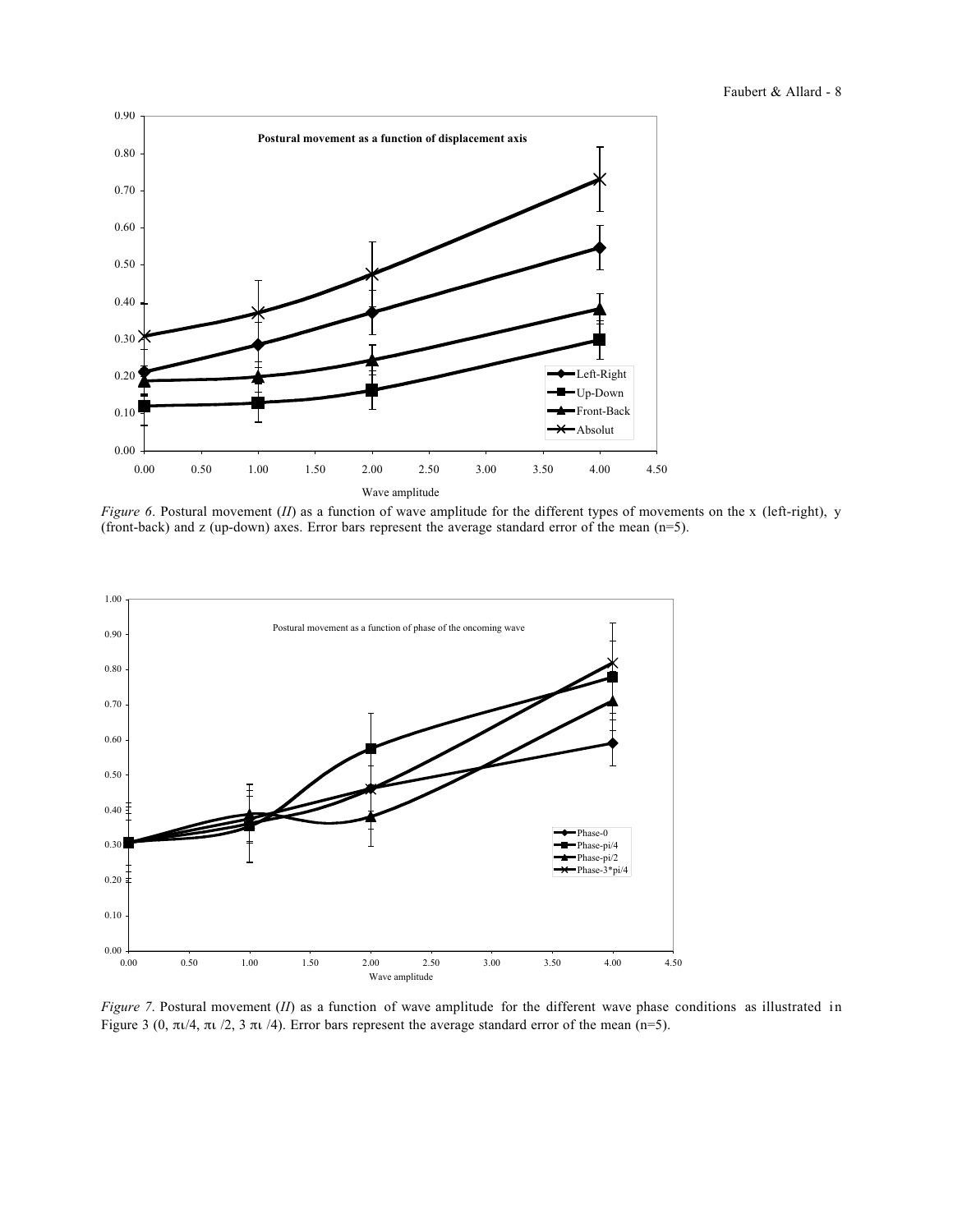*Figure 6*. Postural movement (*II*) as a function of wave amplitude for the different types of movements on the x (left-right), y (front-back) and z (up-down) axes. Error bars represent the average standard error of the mean (n=5).

*Figure 7*. Postural movement (*II*) as a function of wave amplitude for the different wave phase conditions as illustrated in Figure 3 (0, π/4, π/2, 3 π/4). Error bars represent the average standard error of the mean (n=5).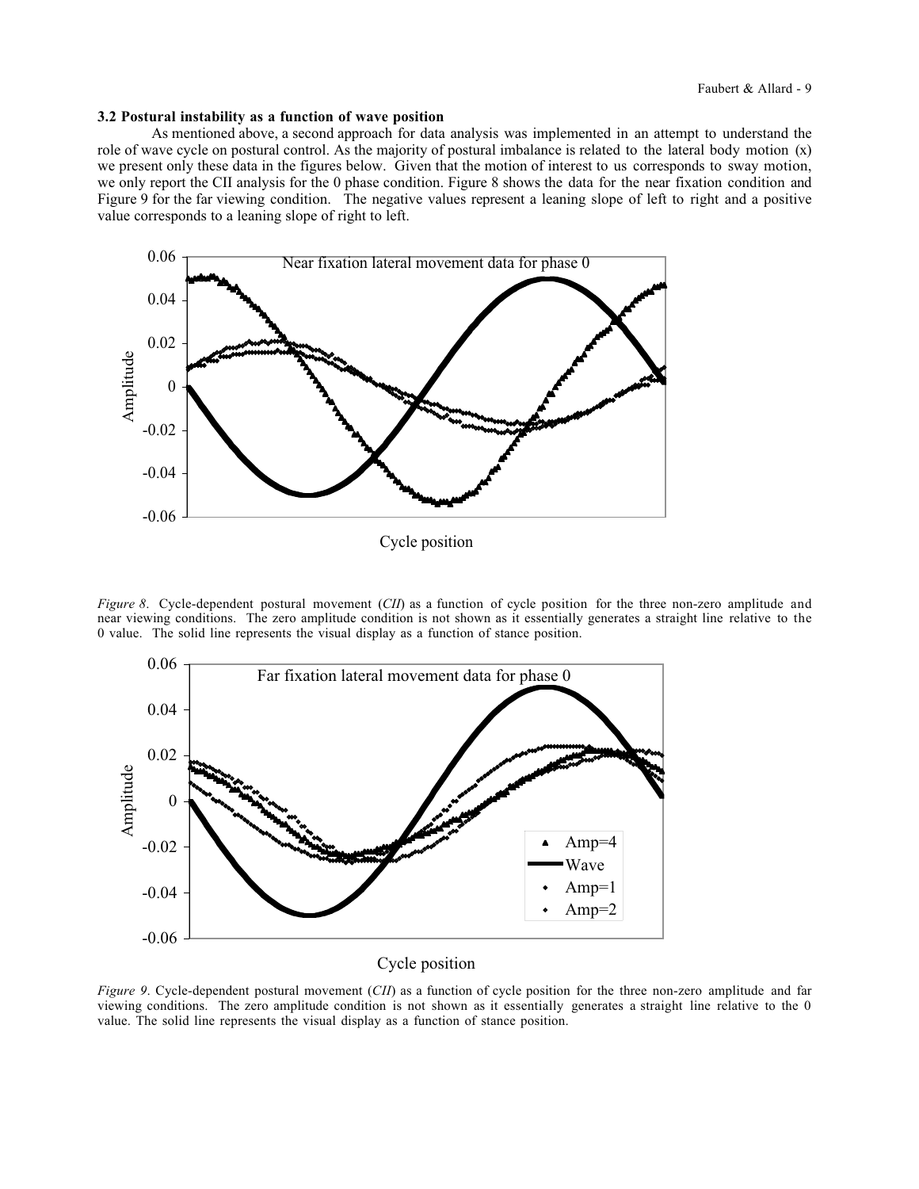### 3.2 Postural instability as a function of wave position

As mentioned above, a second approach for data analysis was implemented in an attempt to understand the role of wave cycle on postural control. As the majority of postural imbalance is related to the lateral body motion (x) we present only these data in the figures below. Given that the motion of interest to us corresponds to sway motion, we only report the CII analysis for the 0 phase condition. Figure 8 shows the data for the near fixation condition and Figure 9 for the far viewing condition. The negative values represent a leaning slope of left to right and a positive value corresponds to a leaning slope of right to left.

*Figure 8*. Cycle-dependent postural movement (*CII*) as a function of cycle position for the three non-zero amplitude and near viewing conditions. The zero amplitude condition is not shown as it essentially generates a straight line relative to the 0 value. The solid line represents the visual display as a function of stance position.

*Figure 9*. Cycle-dependent postural movement (*CII*) as a function of cycle position for the three non-zero amplitude and far viewing conditions. The zero amplitude condition is not shown as it essentially generates a straight line relative to the 0 value. The solid line represents the visual display as a function of stance position.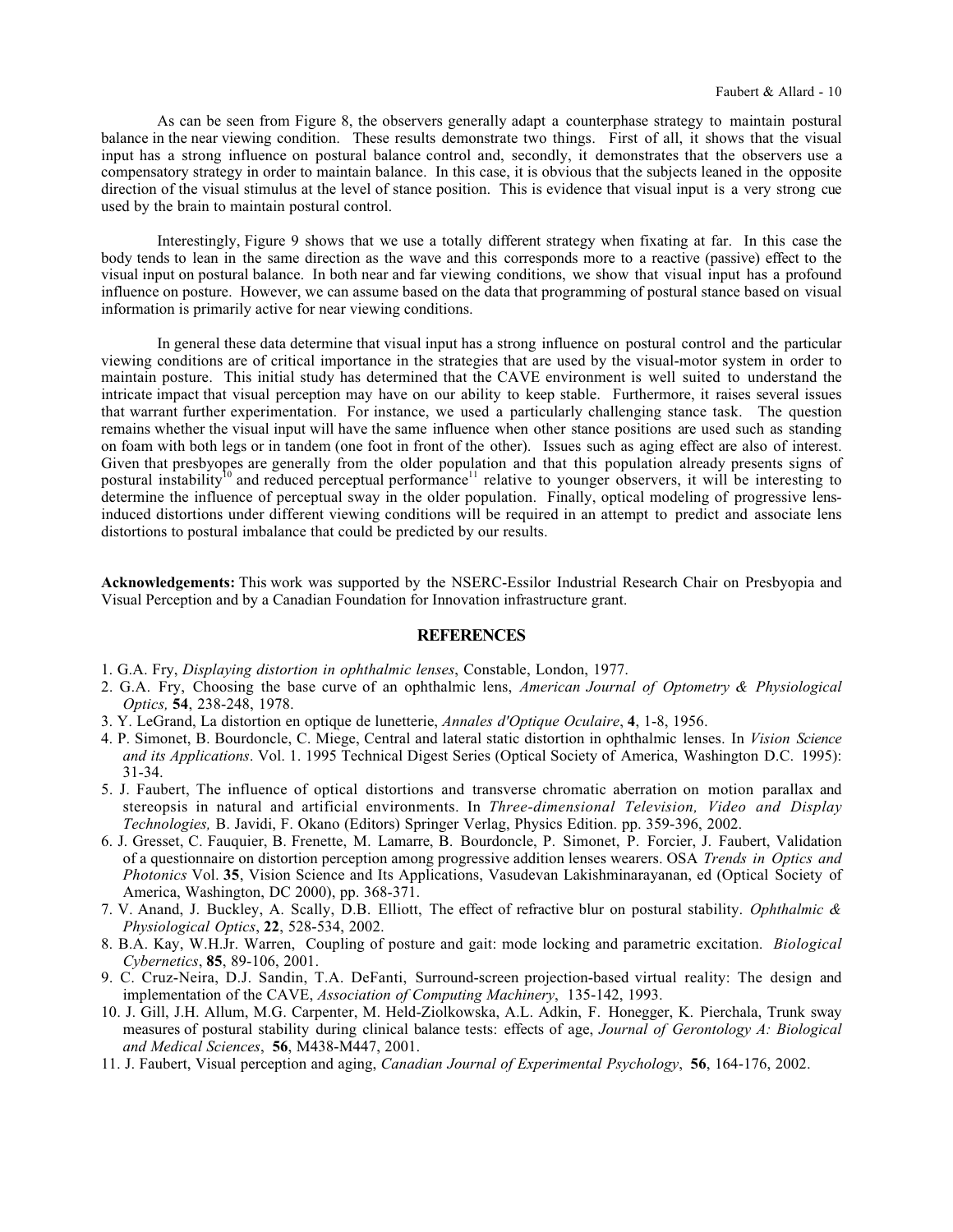As can be seen from Figure 8, the observers generally adapt a counterphase strategy to maintain postural balance in the near viewing condition. These results demonstrate two things. First of all, it shows that the visual input has a strong influence on postural balance control and, secondly, it demonstrates that the observers use a compensatory strategy in order to maintain balance. In this case, it is obvious that the subjects leaned in the opposite direction of the visual stimulus at the level of stance position. This is evidence that visual input is a very strong cue used by the brain to maintain postural control.

Interestingly, Figure 9 shows that we use a totally different strategy when fixating at far. In this case the body tends to lean in the same direction as the wave and this corresponds more to a reactive (passive) effect to the visual input on postural balance. In both near and far viewing conditions, we show that visual input has a profound influence on posture. However, we can assume based on the data that programming of postural stance based on visual information is primarily active for near viewing conditions.

In general these data determine that visual input has a strong influence on postural control and the particular viewing conditions are of critical importance in the strategies that are used by the visual-motor system in order to maintain posture. This initial study has determined that the CAVE environment is well suited to understand the intricate impact that visual perception may have on our ability to keep stable. Furthermore, it raises several issues that warrant further experimentation. For instance, we used a particularly challenging stance task. The question remains whether the visual input will have the same influence when other stance positions are used such as standing on foam with both legs or in tandem (one foot in front of the other). Issues such as aging effect are also of interest. Given that presbyopes are generally from the older population and that this population already presents signs of postural instability[10] and reduced perceptual performance[11] relative to younger observers, it will be interesting to determine the influence of perceptual sway in the older population. Finally, optical modeling of progressive lens-induced distortions under different viewing conditions will be required in an attempt to predict and associate lens distortions to postural imbalance that could be predicted by our results.

**Acknowledgements:** This work was supported by the NSERC-Essilor Industrial Research Chair on Presbyopia and Visual Perception and by a Canadian Foundation for Innovation infrastructure grant.

## REFERENCES

1. G.A. Fry, *Displaying distortion in ophthalmic lenses*, Constable, London, 1977.
2. G.A. Fry, Choosing the base curve of an ophthalmic lens, *American Journal of Optometry & Physiological Optics,* **54**, 238-248, 1978.
3. Y. LeGrand, La distortion en optique de lunetterie, *Annales d'Optique Oculaire*, **4**, 1-8, 1956.
4. P. Simonet, B. Bourdoncle, C. Miege, Central and lateral static distortion in ophthalmic lenses. In *Vision Science and its Applications*. Vol. 1. 1995 Technical Digest Series (Optical Society of America, Washington D.C. 1995): 31-34.
5. J. Faubert, The influence of optical distortions and transverse chromatic aberration on motion parallax and stereopsis in natural and artificial environments. In *Three-dimensional Television, Video and Display Technologies,* B. Javidi, F. Okano (Editors) Springer Verlag, Physics Edition. pp. 359-396, 2002.
6. J. Gresset, C. Fauquier, B. Frenette, M. Lamarre, B. Bourdoncle, P. Simonet, P. Forcier, J. Faubert, Validation of a questionnaire on distortion perception among progressive addition lenses wearers. OSA *Trends in Optics and Photonics* Vol. **35**, Vision Science and Its Applications, Vasudevan Lakishminarayanan, ed (Optical Society of America, Washington, DC 2000), pp. 368-371.
7. V. Anand, J. Buckley, A. Scally, D.B. Elliott, The effect of refractive blur on postural stability. *Ophthalmic & Physiological Optics*, **22**, 528-534, 2002.
8. B.A. Kay, W.H.Jr. Warren, Coupling of posture and gait: mode locking and parametric excitation. *Biological Cybernetics*, **85**, 89-106, 2001.
9. C. Cruz-Neira, D.J. Sandin, T.A. DeFanti, Surround-screen projection-based virtual reality: The design and implementation of the CAVE, *Association of Computing Machinery*, 135-142, 1993.
10. J. Gill, J.H. Allum, M.G. Carpenter, M. Held-Ziolkowska, A.L. Adkin, F. Honegger, K. Pierchala, Trunk sway measures of postural stability during clinical balance tests: effects of age, *Journal of Gerontology A: Biological and Medical Sciences*, **56**, M438-M447, 2001.
11. J. Faubert, Visual perception and aging, *Canadian Journal of Experimental Psychology*, **56**, 164-176, 2002.